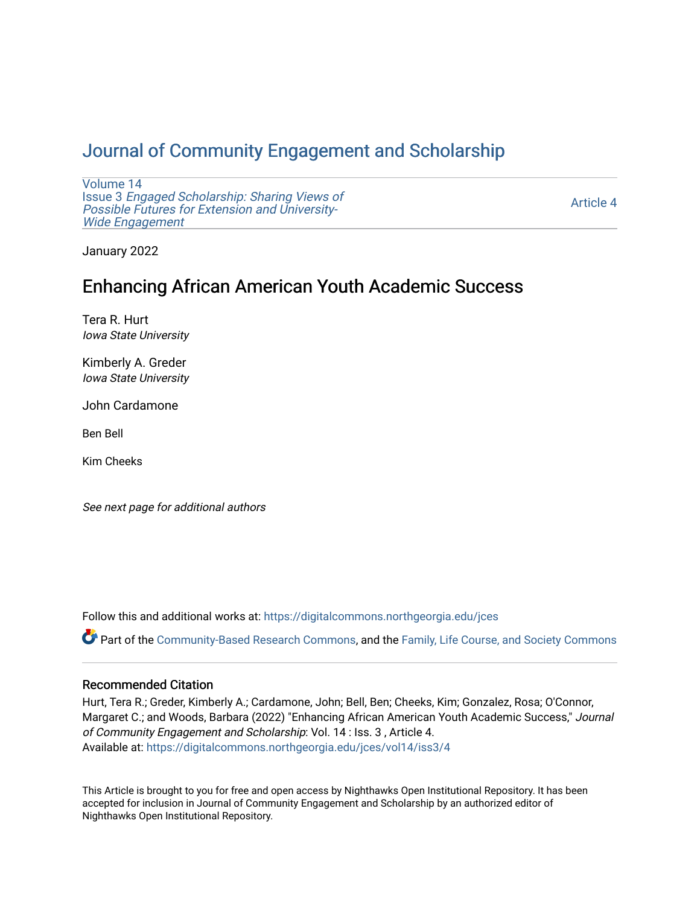# Journal of Community Engagement and Scholarship

Volume 14
Issue 3 *Engaged Scholarship: Sharing Views of Possible Futures for Extension and University-Wide Engagement*

Article 4

January 2022

## Enhancing African American Youth Academic Success

Tera R. Hurt
*Iowa State University*

Kimberly A. Greder
*Iowa State University*

John Cardamone

Ben Bell

Kim Cheeks

*See next page for additional authors*

Follow this and additional works at: https://digitalcommons.northgeorgia.edu/jces

Part of the Community-Based Research Commons, and the Family, Life Course, and Society Commons

### Recommended Citation

Hurt, Tera R.; Greder, Kimberly A.; Cardamone, John; Bell, Ben; Cheeks, Kim; Gonzalez, Rosa; O'Connor, Margaret C.; and Woods, Barbara (2022) "Enhancing African American Youth Academic Success," *Journal of Community Engagement and Scholarship*: Vol. 14 : Iss. 3 , Article 4.
Available at: https://digitalcommons.northgeorgia.edu/jces/vol14/iss3/4

This Article is brought to you for free and open access by Nighthawks Open Institutional Repository. It has been accepted for inclusion in Journal of Community Engagement and Scholarship by an authorized editor of Nighthawks Open Institutional Repository.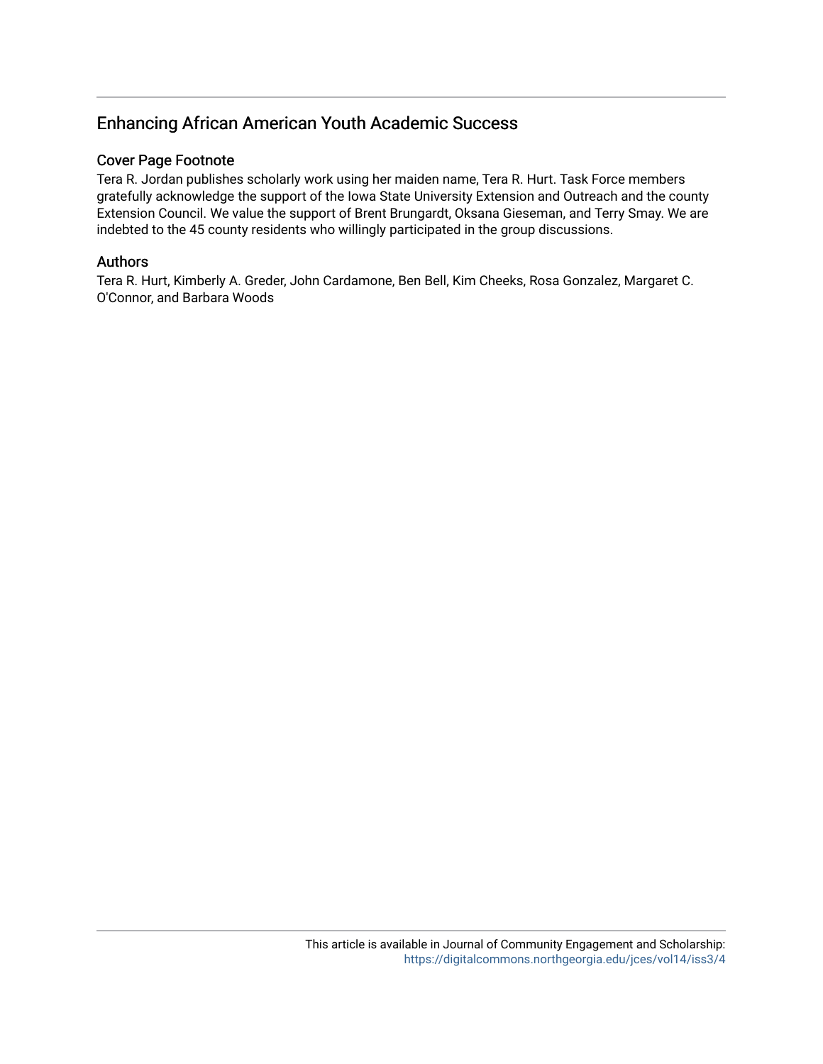# Enhancing African American Youth Academic Success

## Cover Page Footnote

Tera R. Jordan publishes scholarly work using her maiden name, Tera R. Hurt. Task Force members gratefully acknowledge the support of the Iowa State University Extension and Outreach and the county Extension Council. We value the support of Brent Brungardt, Oksana Gieseman, and Terry Smay. We are indebted to the 45 county residents who willingly participated in the group discussions.

## Authors

Tera R. Hurt, Kimberly A. Greder, John Cardamone, Ben Bell, Kim Cheeks, Rosa Gonzalez, Margaret C. O'Connor, and Barbara Woods

This article is available in Journal of Community Engagement and Scholarship: https://digitalcommons.northgeorgia.edu/jces/vol14/iss3/4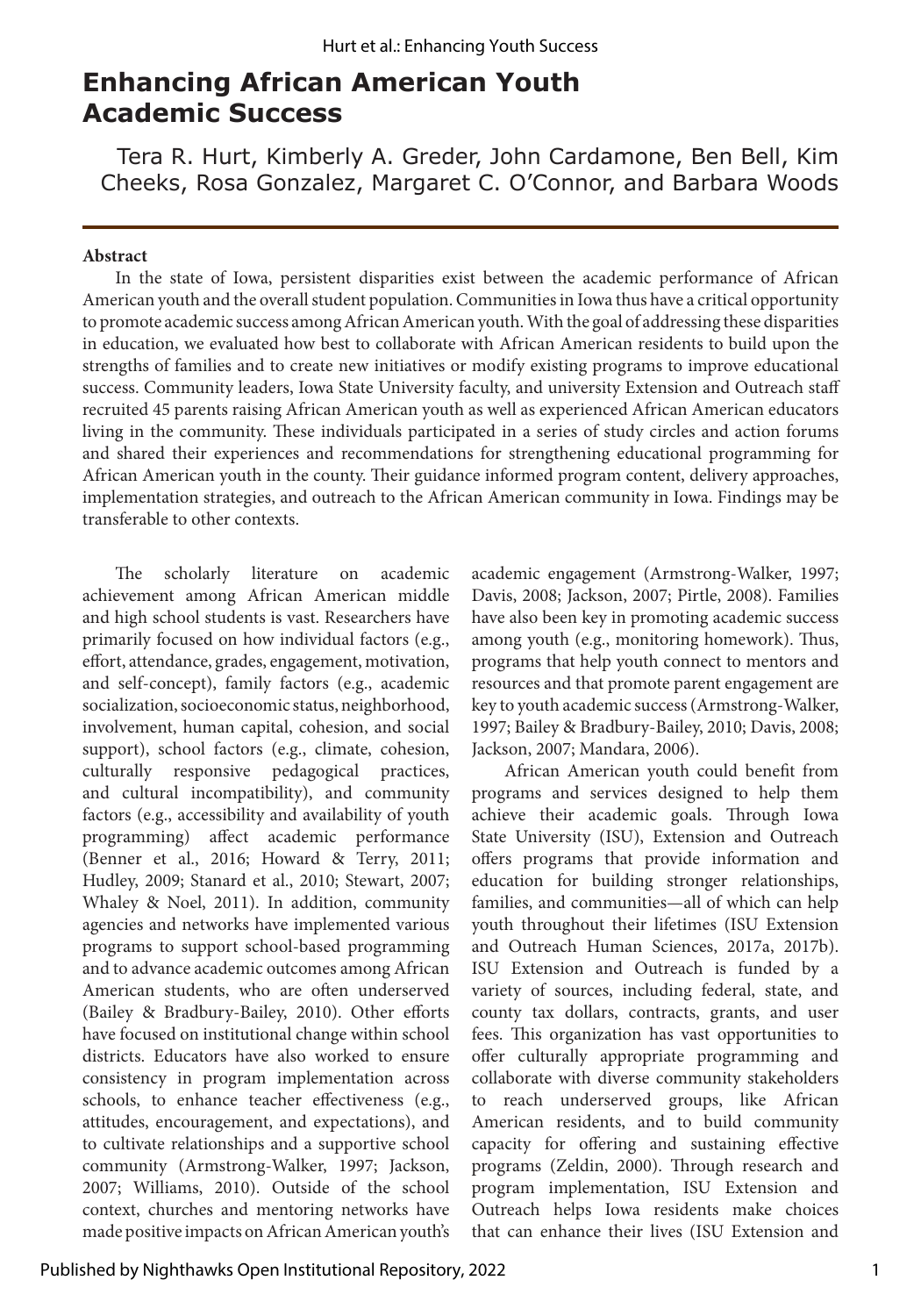# Enhancing African American Youth Academic Success

Tera R. Hurt, Kimberly A. Greder, John Cardamone, Ben Bell, Kim Cheeks, Rosa Gonzalez, Margaret C. O'Connor, and Barbara Woods

**Abstract**

In the state of Iowa, persistent disparities exist between the academic performance of African American youth and the overall student population. Communities in Iowa thus have a critical opportunity to promote academic success among African American youth. With the goal of addressing these disparities in education, we evaluated how best to collaborate with African American residents to build upon the strengths of families and to create new initiatives or modify existing programs to improve educational success. Community leaders, Iowa State University faculty, and university Extension and Outreach staff recruited 45 parents raising African American youth as well as experienced African American educators living in the community. These individuals participated in a series of study circles and action forums and shared their experiences and recommendations for strengthening educational programming for African American youth in the county. Their guidance informed program content, delivery approaches, implementation strategies, and outreach to the African American community in Iowa. Findings may be transferable to other contexts.

The scholarly literature on academic achievement among African American middle and high school students is vast. Researchers have primarily focused on how individual factors (e.g., effort, attendance, grades, engagement, motivation, and self-concept), family factors (e.g., academic socialization, socioeconomic status, neighborhood, involvement, human capital, cohesion, and social support), school factors (e.g., climate, cohesion, culturally responsive pedagogical practices, and cultural incompatibility), and community factors (e.g., accessibility and availability of youth programming) affect academic performance (Benner et al., 2016; Howard & Terry, 2011; Hudley, 2009; Stanard et al., 2010; Stewart, 2007; Whaley & Noel, 2011). In addition, community agencies and networks have implemented various programs to support school-based programming and to advance academic outcomes among African American students, who are often underserved (Bailey & Bradbury-Bailey, 2010). Other efforts have focused on institutional change within school districts. Educators have also worked to ensure consistency in program implementation across schools, to enhance teacher effectiveness (e.g., attitudes, encouragement, and expectations), and to cultivate relationships and a supportive school community (Armstrong-Walker, 1997; Jackson, 2007; Williams, 2010). Outside of the school context, churches and mentoring networks have made positive impacts on African American youth's academic engagement (Armstrong-Walker, 1997; Davis, 2008; Jackson, 2007; Pirtle, 2008). Families have also been key in promoting academic success among youth (e.g., monitoring homework). Thus, programs that help youth connect to mentors and resources and that promote parent engagement are key to youth academic success (Armstrong-Walker, 1997; Bailey & Bradbury-Bailey, 2010; Davis, 2008; Jackson, 2007; Mandara, 2006).

African American youth could benefit from programs and services designed to help them achieve their academic goals. Through Iowa State University (ISU), Extension and Outreach offers programs that provide information and education for building stronger relationships, families, and communities—all of which can help youth throughout their lifetimes (ISU Extension and Outreach Human Sciences, 2017a, 2017b). ISU Extension and Outreach is funded by a variety of sources, including federal, state, and county tax dollars, contracts, grants, and user fees. This organization has vast opportunities to offer culturally appropriate programming and collaborate with diverse community stakeholders to reach underserved groups, like African American residents, and to build community capacity for offering and sustaining effective programs (Zeldin, 2000). Through research and program implementation, ISU Extension and Outreach helps Iowa residents make choices that can enhance their lives (ISU Extension and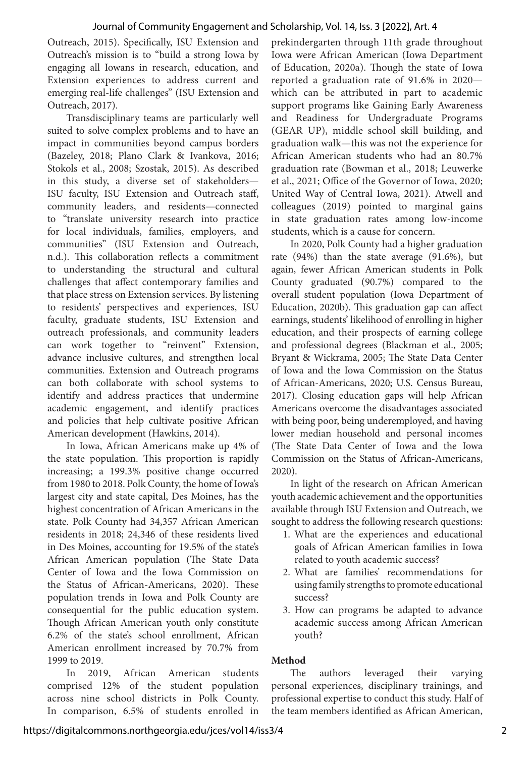Outreach, 2015). Specifically, ISU Extension and Outreach's mission is to "build a strong Iowa by engaging all Iowans in research, education, and Extension experiences to address current and emerging real-life challenges" (ISU Extension and Outreach, 2017).

Transdisciplinary teams are particularly well suited to solve complex problems and to have an impact in communities beyond campus borders (Bazeley, 2018; Plano Clark & Ivankova, 2016; Stokols et al., 2008; Szostak, 2015). As described in this study, a diverse set of stakeholders—ISU faculty, ISU Extension and Outreach staff, community leaders, and residents—connected to "translate university research into practice for local individuals, families, employers, and communities" (ISU Extension and Outreach, n.d.). This collaboration reflects a commitment to understanding the structural and cultural challenges that affect contemporary families and that place stress on Extension services. By listening to residents' perspectives and experiences, ISU faculty, graduate students, ISU Extension and outreach professionals, and community leaders can work together to "reinvent" Extension, advance inclusive cultures, and strengthen local communities. Extension and Outreach programs can both collaborate with school systems to identify and address practices that undermine academic engagement, and identify practices and policies that help cultivate positive African American development (Hawkins, 2014).

In Iowa, African Americans make up 4% of the state population. This proportion is rapidly increasing; a 199.3% positive change occurred from 1980 to 2018. Polk County, the home of Iowa's largest city and state capital, Des Moines, has the highest concentration of African Americans in the state. Polk County had 34,357 African American residents in 2018; 24,346 of these residents lived in Des Moines, accounting for 19.5% of the state's African American population (The State Data Center of Iowa and the Iowa Commission on the Status of African-Americans, 2020). These population trends in Iowa and Polk County are consequential for the public education system. Though African American youth only constitute 6.2% of the state's school enrollment, African American enrollment increased by 70.7% from 1999 to 2019.

In 2019, African American students comprised 12% of the student population across nine school districts in Polk County. In comparison, 6.5% of students enrolled in prekindergarten through 11th grade throughout Iowa were African American (Iowa Department of Education, 2020a). Though the state of Iowa reported a graduation rate of 91.6% in 2020—which can be attributed in part to academic support programs like Gaining Early Awareness and Readiness for Undergraduate Programs (GEAR UP), middle school skill building, and graduation walk—this was not the experience for African American students who had an 80.7% graduation rate (Bowman et al., 2018; Leuwerke et al., 2021; Office of the Governor of Iowa, 2020; United Way of Central Iowa, 2021). Atwell and colleagues (2019) pointed to marginal gains in state graduation rates among low-income students, which is a cause for concern.

In 2020, Polk County had a higher graduation rate (94%) than the state average (91.6%), but again, fewer African American students in Polk County graduated (90.7%) compared to the overall student population (Iowa Department of Education, 2020b). This graduation gap can affect earnings, students' likelihood of enrolling in higher education, and their prospects of earning college and professional degrees (Blackman et al., 2005; Bryant & Wickrama, 2005; The State Data Center of Iowa and the Iowa Commission on the Status of African-Americans, 2020; U.S. Census Bureau, 2017). Closing education gaps will help African Americans overcome the disadvantages associated with being poor, being underemployed, and having lower median household and personal incomes (The State Data Center of Iowa and the Iowa Commission on the Status of African-Americans, 2020).

In light of the research on African American youth academic achievement and the opportunities available through ISU Extension and Outreach, we sought to address the following research questions:

1. What are the experiences and educational goals of African American families in Iowa related to youth academic success?
2. What are families' recommendations for using family strengths to promote educational success?
3. How can programs be adapted to advance academic success among African American youth?

## Method

The authors leveraged their varying personal experiences, disciplinary trainings, and professional expertise to conduct this study. Half of the team members identified as African American,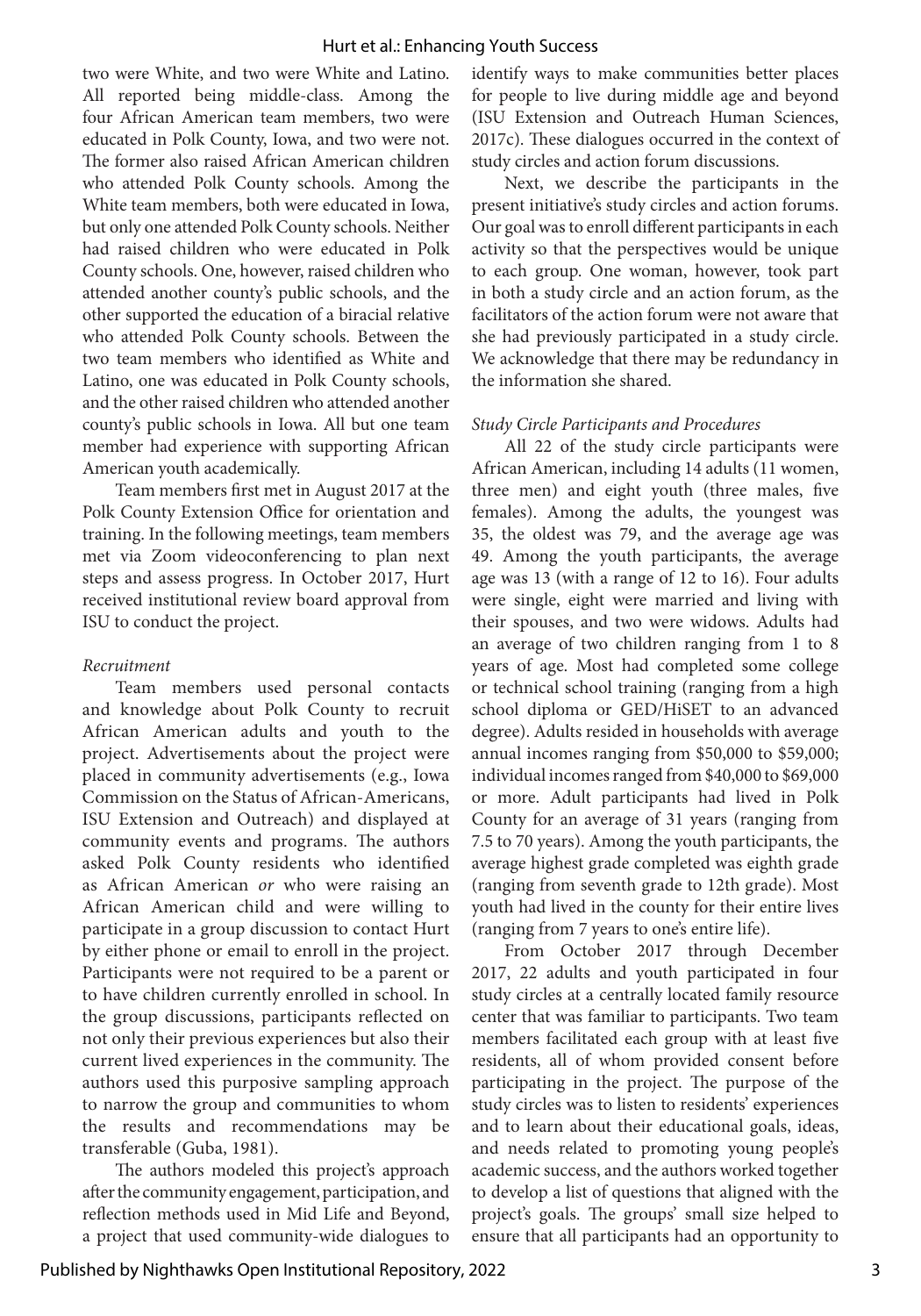two were White, and two were White and Latino. All reported being middle-class. Among the four African American team members, two were educated in Polk County, Iowa, and two were not. The former also raised African American children who attended Polk County schools. Among the White team members, both were educated in Iowa, but only one attended Polk County schools. Neither had raised children who were educated in Polk County schools. One, however, raised children who attended another county's public schools, and the other supported the education of a biracial relative who attended Polk County schools. Between the two team members who identified as White and Latino, one was educated in Polk County schools, and the other raised children who attended another county's public schools in Iowa. All but one team member had experience with supporting African American youth academically.

Team members first met in August 2017 at the Polk County Extension Office for orientation and training. In the following meetings, team members met via Zoom videoconferencing to plan next steps and assess progress. In October 2017, Hurt received institutional review board approval from ISU to conduct the project.

*Recruitment*

Team members used personal contacts and knowledge about Polk County to recruit African American adults and youth to the project. Advertisements about the project were placed in community advertisements (e.g., Iowa Commission on the Status of African-Americans, ISU Extension and Outreach) and displayed at community events and programs. The authors asked Polk County residents who identified as African American *or* who were raising an African American child and were willing to participate in a group discussion to contact Hurt by either phone or email to enroll in the project. Participants were not required to be a parent or to have children currently enrolled in school. In the group discussions, participants reflected on not only their previous experiences but also their current lived experiences in the community. The authors used this purposive sampling approach to narrow the group and communities to whom the results and recommendations may be transferable (Guba, 1981).

The authors modeled this project's approach after the community engagement, participation, and reflection methods used in Mid Life and Beyond, a project that used community-wide dialogues to identify ways to make communities better places for people to live during middle age and beyond (ISU Extension and Outreach Human Sciences, 2017c). These dialogues occurred in the context of study circles and action forum discussions.

Next, we describe the participants in the present initiative's study circles and action forums. Our goal was to enroll different participants in each activity so that the perspectives would be unique to each group. One woman, however, took part in both a study circle and an action forum, as the facilitators of the action forum were not aware that she had previously participated in a study circle. We acknowledge that there may be redundancy in the information she shared.

*Study Circle Participants and Procedures*

All 22 of the study circle participants were African American, including 14 adults (11 women, three men) and eight youth (three males, five females). Among the adults, the youngest was 35, the oldest was 79, and the average age was 49. Among the youth participants, the average age was 13 (with a range of 12 to 16). Four adults were single, eight were married and living with their spouses, and two were widows. Adults had an average of two children ranging from 1 to 8 years of age. Most had completed some college or technical school training (ranging from a high school diploma or GED/HiSET to an advanced degree). Adults resided in households with average annual incomes ranging from \$50,000 to \$59,000; individual incomes ranged from \$40,000 to \$69,000 or more. Adult participants had lived in Polk County for an average of 31 years (ranging from 7.5 to 70 years). Among the youth participants, the average highest grade completed was eighth grade (ranging from seventh grade to 12th grade). Most youth had lived in the county for their entire lives (ranging from 7 years to one's entire life).

From October 2017 through December 2017, 22 adults and youth participated in four study circles at a centrally located family resource center that was familiar to participants. Two team members facilitated each group with at least five residents, all of whom provided consent before participating in the project. The purpose of the study circles was to listen to residents' experiences and to learn about their educational goals, ideas, and needs related to promoting young people's academic success, and the authors worked together to develop a list of questions that aligned with the project's goals. The groups' small size helped to ensure that all participants had an opportunity to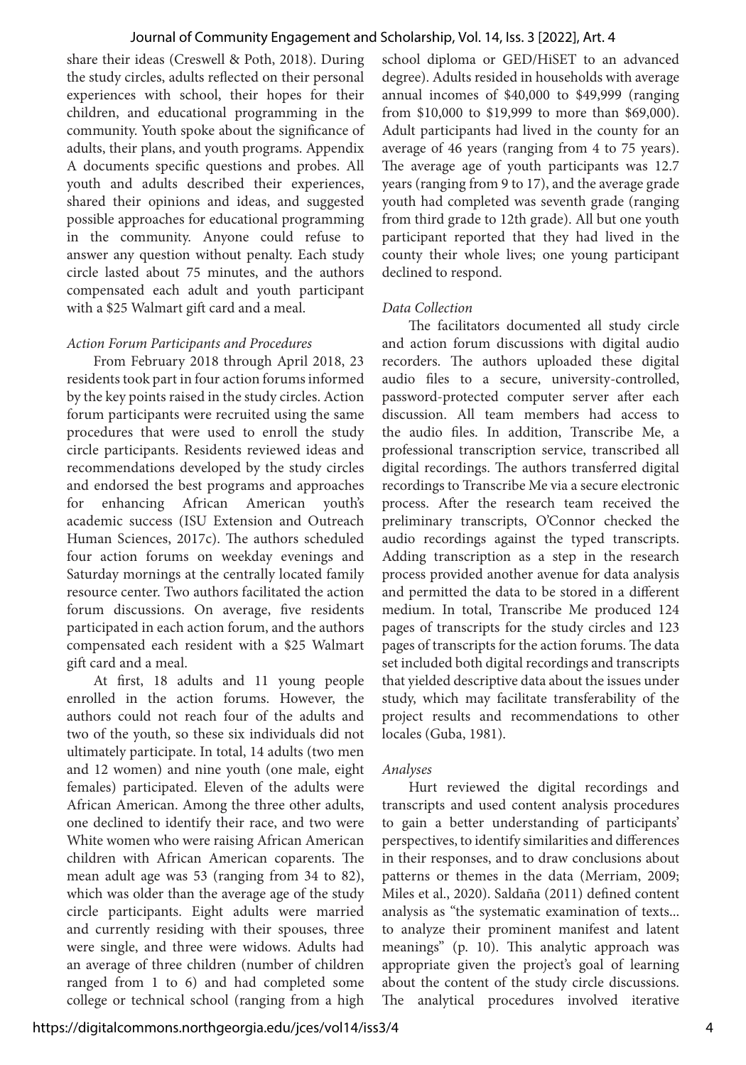share their ideas (Creswell & Poth, 2018). During the study circles, adults reflected on their personal experiences with school, their hopes for their children, and educational programming in the community. Youth spoke about the significance of adults, their plans, and youth programs. Appendix A documents specific questions and probes. All youth and adults described their experiences, shared their opinions and ideas, and suggested possible approaches for educational programming in the community. Anyone could refuse to answer any question without penalty. Each study circle lasted about 75 minutes, and the authors compensated each adult and youth participant with a $25 Walmart gift card and a meal.

*Action Forum Participants and Procedures*

From February 2018 through April 2018, 23 residents took part in four action forums informed by the key points raised in the study circles. Action forum participants were recruited using the same procedures that were used to enroll the study circle participants. Residents reviewed ideas and recommendations developed by the study circles and endorsed the best programs and approaches for enhancing African American youth's academic success (ISU Extension and Outreach Human Sciences, 2017c). The authors scheduled four action forums on weekday evenings and Saturday mornings at the centrally located family resource center. Two authors facilitated the action forum discussions. On average, five residents participated in each action forum, and the authors compensated each resident with a $25 Walmart gift card and a meal.

At first, 18 adults and 11 young people enrolled in the action forums. However, the authors could not reach four of the adults and two of the youth, so these six individuals did not ultimately participate. In total, 14 adults (two men and 12 women) and nine youth (one male, eight females) participated. Eleven of the adults were African American. Among the three other adults, one declined to identify their race, and two were White women who were raising African American children with African American coparents. The mean adult age was 53 (ranging from 34 to 82), which was older than the average age of the study circle participants. Eight adults were married and currently residing with their spouses, three were single, and three were widows. Adults had an average of three children (number of children ranged from 1 to 6) and had completed some college or technical school (ranging from a high school diploma or GED/HiSET to an advanced degree). Adults resided in households with average annual incomes of $40,000 to $49,999 (ranging from $10,000 to $19,999 to more than $69,000). Adult participants had lived in the county for an average of 46 years (ranging from 4 to 75 years). The average age of youth participants was 12.7 years (ranging from 9 to 17), and the average grade youth had completed was seventh grade (ranging from third grade to 12th grade). All but one youth participant reported that they had lived in the county their whole lives; one young participant declined to respond.

*Data Collection*

The facilitators documented all study circle and action forum discussions with digital audio recorders. The authors uploaded these digital audio files to a secure, university-controlled, password-protected computer server after each discussion. All team members had access to the audio files. In addition, Transcribe Me, a professional transcription service, transcribed all digital recordings. The authors transferred digital recordings to Transcribe Me via a secure electronic process. After the research team received the preliminary transcripts, O'Connor checked the audio recordings against the typed transcripts. Adding transcription as a step in the research process provided another avenue for data analysis and permitted the data to be stored in a different medium. In total, Transcribe Me produced 124 pages of transcripts for the study circles and 123 pages of transcripts for the action forums. The data set included both digital recordings and transcripts that yielded descriptive data about the issues under study, which may facilitate transferability of the project results and recommendations to other locales (Guba, 1981).

*Analyses*

Hurt reviewed the digital recordings and transcripts and used content analysis procedures to gain a better understanding of participants' perspectives, to identify similarities and differences in their responses, and to draw conclusions about patterns or themes in the data (Merriam, 2009; Miles et al., 2020). Saldaña (2011) defined content analysis as "the systematic examination of texts... to analyze their prominent manifest and latent meanings" (p. 10). This analytic approach was appropriate given the project's goal of learning about the content of the study circle discussions. The analytical procedures involved iterative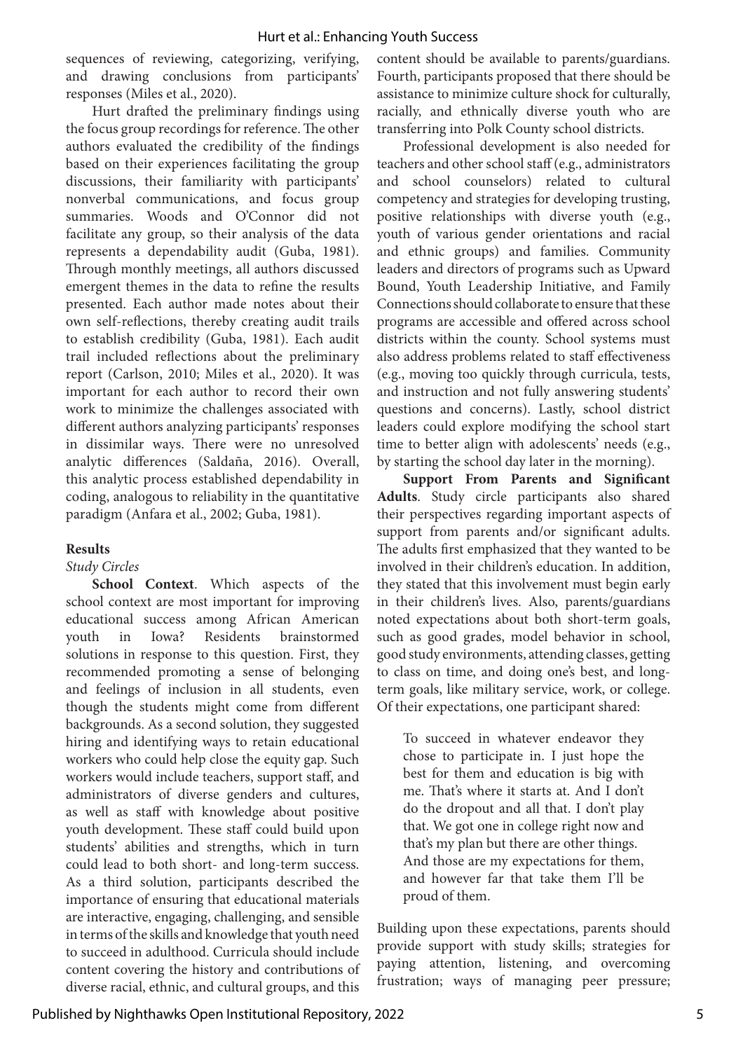sequences of reviewing, categorizing, verifying, and drawing conclusions from participants' responses (Miles et al., 2020).

Hurt drafted the preliminary findings using the focus group recordings for reference. The other authors evaluated the credibility of the findings based on their experiences facilitating the group discussions, their familiarity with participants' nonverbal communications, and focus group summaries. Woods and O'Connor did not facilitate any group, so their analysis of the data represents a dependability audit (Guba, 1981). Through monthly meetings, all authors discussed emergent themes in the data to refine the results presented. Each author made notes about their own self-reflections, thereby creating audit trails to establish credibility (Guba, 1981). Each audit trail included reflections about the preliminary report (Carlson, 2010; Miles et al., 2020). It was important for each author to record their own work to minimize the challenges associated with different authors analyzing participants' responses in dissimilar ways. There were no unresolved analytic differences (Saldaña, 2016). Overall, this analytic process established dependability in coding, analogous to reliability in the quantitative paradigm (Anfara et al., 2002; Guba, 1981).

## Results

### *Study Circles*

**School Context**. Which aspects of the school context are most important for improving educational success among African American youth in Iowa? Residents brainstormed solutions in response to this question. First, they recommended promoting a sense of belonging and feelings of inclusion in all students, even though the students might come from different backgrounds. As a second solution, they suggested hiring and identifying ways to retain educational workers who could help close the equity gap. Such workers would include teachers, support staff, and administrators of diverse genders and cultures, as well as staff with knowledge about positive youth development. These staff could build upon students' abilities and strengths, which in turn could lead to both short- and long-term success. As a third solution, participants described the importance of ensuring that educational materials are interactive, engaging, challenging, and sensible in terms of the skills and knowledge that youth need to succeed in adulthood. Curricula should include content covering the history and contributions of diverse racial, ethnic, and cultural groups, and this content should be available to parents/guardians. Fourth, participants proposed that there should be assistance to minimize culture shock for culturally, racially, and ethnically diverse youth who are transferring into Polk County school districts.

Professional development is also needed for teachers and other school staff (e.g., administrators and school counselors) related to cultural competency and strategies for developing trusting, positive relationships with diverse youth (e.g., youth of various gender orientations and racial and ethnic groups) and families. Community leaders and directors of programs such as Upward Bound, Youth Leadership Initiative, and Family Connections should collaborate to ensure that these programs are accessible and offered across school districts within the county. School systems must also address problems related to staff effectiveness (e.g., moving too quickly through curricula, tests, and instruction and not fully answering students' questions and concerns). Lastly, school district leaders could explore modifying the school start time to better align with adolescents' needs (e.g., by starting the school day later in the morning).

**Support From Parents and Significant Adults**. Study circle participants also shared their perspectives regarding important aspects of support from parents and/or significant adults. The adults first emphasized that they wanted to be involved in their children's education. In addition, they stated that this involvement must begin early in their children's lives. Also, parents/guardians noted expectations about both short-term goals, such as good grades, model behavior in school, good study environments, attending classes, getting to class on time, and doing one's best, and long-term goals, like military service, work, or college. Of their expectations, one participant shared:

> To succeed in whatever endeavor they chose to participate in. I just hope the best for them and education is big with me. That's where it starts at. And I don't do the dropout and all that. I don't play that. We got one in college right now and that's my plan but there are other things. And those are my expectations for them, and however far that take them I'll be proud of them.

Building upon these expectations, parents should provide support with study skills; strategies for paying attention, listening, and overcoming frustration; ways of managing peer pressure;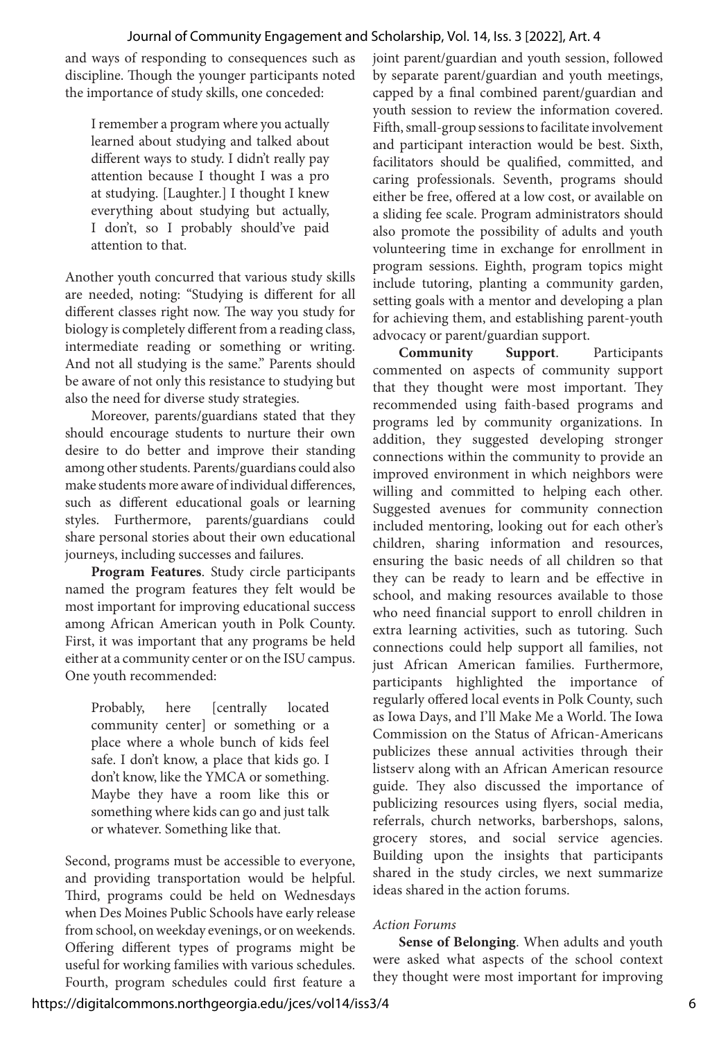and ways of responding to consequences such as discipline. Though the younger participants noted the importance of study skills, one conceded:

> I remember a program where you actually learned about studying and talked about different ways to study. I didn't really pay attention because I thought I was a pro at studying. [Laughter.] I thought I knew everything about studying but actually, I don't, so I probably should've paid attention to that.

Another youth concurred that various study skills are needed, noting: "Studying is different for all different classes right now. The way you study for biology is completely different from a reading class, intermediate reading or something or writing. And not all studying is the same." Parents should be aware of not only this resistance to studying but also the need for diverse study strategies.

Moreover, parents/guardians stated that they should encourage students to nurture their own desire to do better and improve their standing among other students. Parents/guardians could also make students more aware of individual differences, such as different educational goals or learning styles. Furthermore, parents/guardians could share personal stories about their own educational journeys, including successes and failures.

**Program Features**. Study circle participants named the program features they felt would be most important for improving educational success among African American youth in Polk County. First, it was important that any programs be held either at a community center or on the ISU campus. One youth recommended:

> Probably, here [centrally located community center] or something or a place where a whole bunch of kids feel safe. I don't know, a place that kids go. I don't know, like the YMCA or something. Maybe they have a room like this or something where kids can go and just talk or whatever. Something like that.

Second, programs must be accessible to everyone, and providing transportation would be helpful. Third, programs could be held on Wednesdays when Des Moines Public Schools have early release from school, on weekday evenings, or on weekends. Offering different types of programs might be useful for working families with various schedules. Fourth, program schedules could first feature a joint parent/guardian and youth session, followed by separate parent/guardian and youth meetings, capped by a final combined parent/guardian and youth session to review the information covered. Fifth, small-group sessions to facilitate involvement and participant interaction would be best. Sixth, facilitators should be qualified, committed, and caring professionals. Seventh, programs should either be free, offered at a low cost, or available on a sliding fee scale. Program administrators should also promote the possibility of adults and youth volunteering time in exchange for enrollment in program sessions. Eighth, program topics might include tutoring, planting a community garden, setting goals with a mentor and developing a plan for achieving them, and establishing parent-youth advocacy or parent/guardian support.

**Community Support**. Participants commented on aspects of community support that they thought were most important. They recommended using faith-based programs and programs led by community organizations. In addition, they suggested developing stronger connections within the community to provide an improved environment in which neighbors were willing and committed to helping each other. Suggested avenues for community connection included mentoring, looking out for each other's children, sharing information and resources, ensuring the basic needs of all children so that they can be ready to learn and be effective in school, and making resources available to those who need financial support to enroll children in extra learning activities, such as tutoring. Such connections could help support all families, not just African American families. Furthermore, participants highlighted the importance of regularly offered local events in Polk County, such as Iowa Days, and I'll Make Me a World. The Iowa Commission on the Status of African-Americans publicizes these annual activities through their listserv along with an African American resource guide. They also discussed the importance of publicizing resources using flyers, social media, referrals, church networks, barbershops, salons, grocery stores, and social service agencies. Building upon the insights that participants shared in the study circles, we next summarize ideas shared in the action forums.

### *Action Forums*

**Sense of Belonging**. When adults and youth were asked what aspects of the school context they thought were most important for improving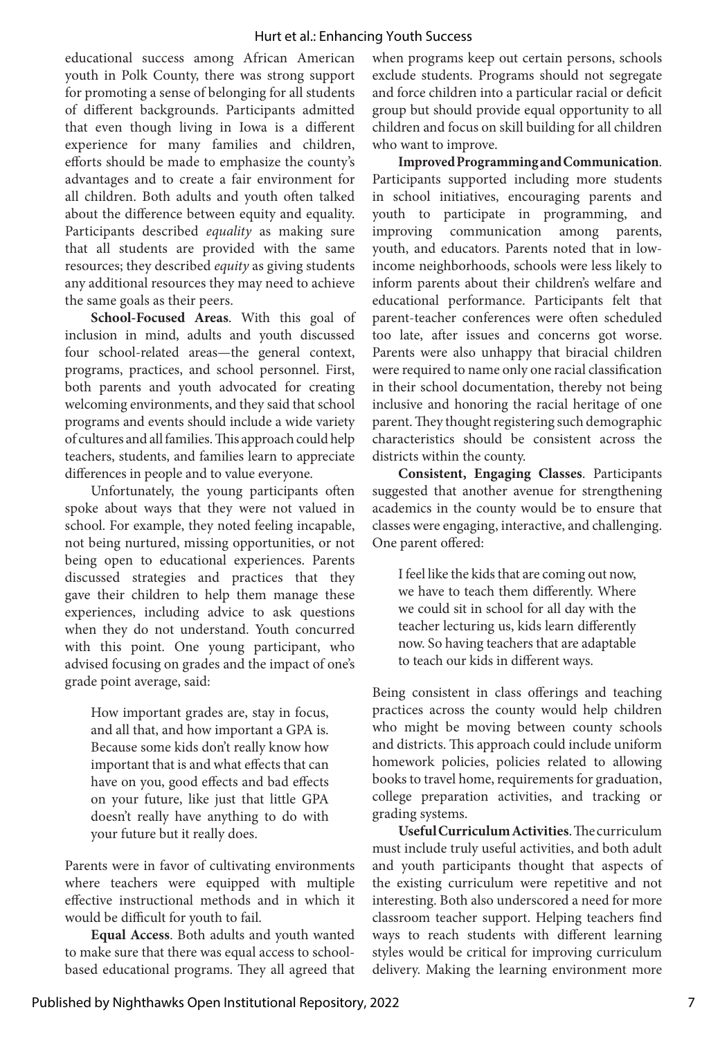educational success among African American youth in Polk County, there was strong support for promoting a sense of belonging for all students of different backgrounds. Participants admitted that even though living in Iowa is a different experience for many families and children, efforts should be made to emphasize the county's advantages and to create a fair environment for all children. Both adults and youth often talked about the difference between equity and equality. Participants described *equality* as making sure that all students are provided with the same resources; they described *equity* as giving students any additional resources they may need to achieve the same goals as their peers.

**School-Focused Areas**. With this goal of inclusion in mind, adults and youth discussed four school-related areas—the general context, programs, practices, and school personnel. First, both parents and youth advocated for creating welcoming environments, and they said that school programs and events should include a wide variety of cultures and all families. This approach could help teachers, students, and families learn to appreciate differences in people and to value everyone.

Unfortunately, the young participants often spoke about ways that they were not valued in school. For example, they noted feeling incapable, not being nurtured, missing opportunities, or not being open to educational experiences. Parents discussed strategies and practices that they gave their children to help them manage these experiences, including advice to ask questions when they do not understand. Youth concurred with this point. One young participant, who advised focusing on grades and the impact of one's grade point average, said:

> How important grades are, stay in focus, and all that, and how important a GPA is. Because some kids don't really know how important that is and what effects that can have on you, good effects and bad effects on your future, like just that little GPA doesn't really have anything to do with your future but it really does.

Parents were in favor of cultivating environments where teachers were equipped with multiple effective instructional methods and in which it would be difficult for youth to fail.

**Equal Access**. Both adults and youth wanted to make sure that there was equal access to school-based educational programs. They all agreed that when programs keep out certain persons, schools exclude students. Programs should not segregate and force children into a particular racial or deficit group but should provide equal opportunity to all children and focus on skill building for all children who want to improve.

**Improved Programming and Communication**. Participants supported including more students in school initiatives, encouraging parents and youth to participate in programming, and improving communication among parents, youth, and educators. Parents noted that in low-income neighborhoods, schools were less likely to inform parents about their children's welfare and educational performance. Participants felt that parent-teacher conferences were often scheduled too late, after issues and concerns got worse. Parents were also unhappy that biracial children were required to name only one racial classification in their school documentation, thereby not being inclusive and honoring the racial heritage of one parent. They thought registering such demographic characteristics should be consistent across the districts within the county.

**Consistent, Engaging Classes**. Participants suggested that another avenue for strengthening academics in the county would be to ensure that classes were engaging, interactive, and challenging. One parent offered:

> I feel like the kids that are coming out now, we have to teach them differently. Where we could sit in school for all day with the teacher lecturing us, kids learn differently now. So having teachers that are adaptable to teach our kids in different ways.

Being consistent in class offerings and teaching practices across the county would help children who might be moving between county schools and districts. This approach could include uniform homework policies, policies related to allowing books to travel home, requirements for graduation, college preparation activities, and tracking or grading systems.

**Useful Curriculum Activities**. The curriculum must include truly useful activities, and both adult and youth participants thought that aspects of the existing curriculum were repetitive and not interesting. Both also underscored a need for more classroom teacher support. Helping teachers find ways to reach students with different learning styles would be critical for improving curriculum delivery. Making the learning environment more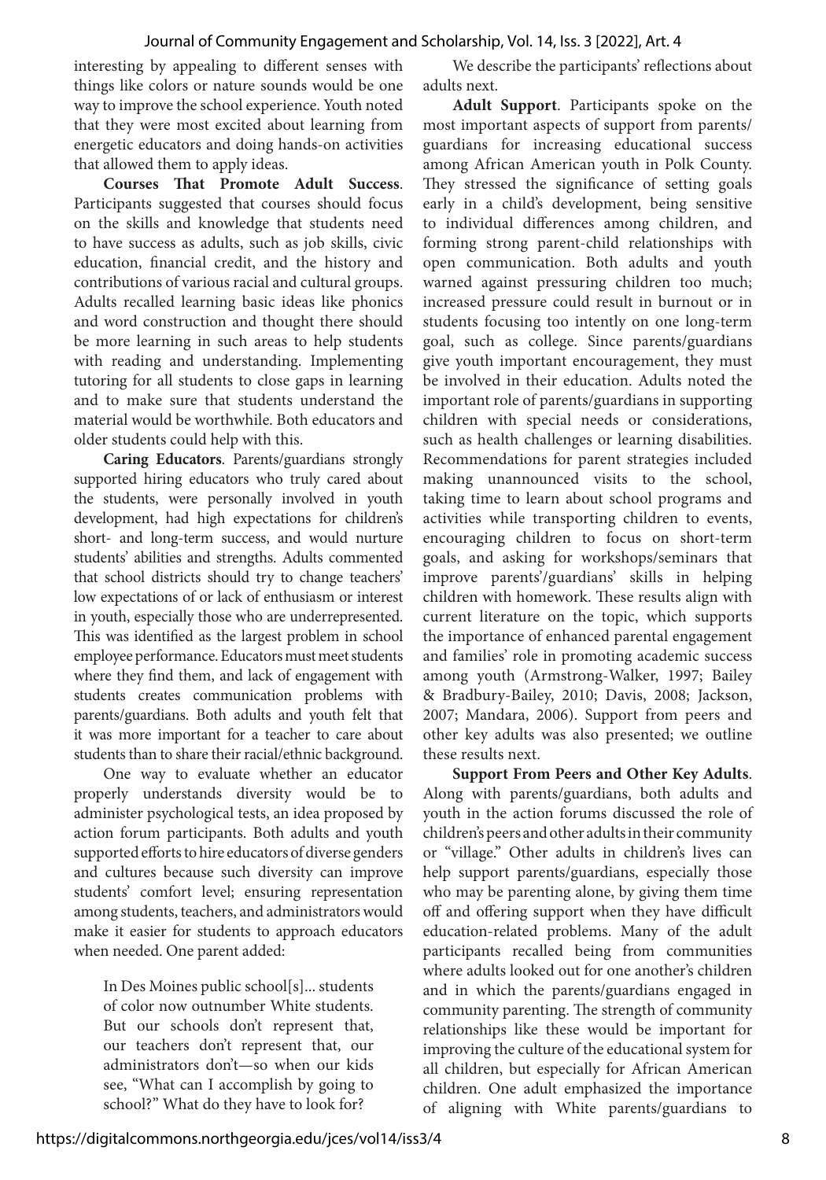interesting by appealing to different senses with things like colors or nature sounds would be one way to improve the school experience. Youth noted that they were most excited about learning from energetic educators and doing hands-on activities that allowed them to apply ideas.

**Courses That Promote Adult Success**. Participants suggested that courses should focus on the skills and knowledge that students need to have success as adults, such as job skills, civic education, financial credit, and the history and contributions of various racial and cultural groups. Adults recalled learning basic ideas like phonics and word construction and thought there should be more learning in such areas to help students with reading and understanding. Implementing tutoring for all students to close gaps in learning and to make sure that students understand the material would be worthwhile. Both educators and older students could help with this.

**Caring Educators**. Parents/guardians strongly supported hiring educators who truly cared about the students, were personally involved in youth development, had high expectations for children's short- and long-term success, and would nurture students' abilities and strengths. Adults commented that school districts should try to change teachers' low expectations of or lack of enthusiasm or interest in youth, especially those who are underrepresented. This was identified as the largest problem in school employee performance. Educators must meet students where they find them, and lack of engagement with students creates communication problems with parents/guardians. Both adults and youth felt that it was more important for a teacher to care about students than to share their racial/ethnic background.

One way to evaluate whether an educator properly understands diversity would be to administer psychological tests, an idea proposed by action forum participants. Both adults and youth supported efforts to hire educators of diverse genders and cultures because such diversity can improve students' comfort level; ensuring representation among students, teachers, and administrators would make it easier for students to approach educators when needed. One parent added:

> In Des Moines public school[s]... students of color now outnumber White students. But our schools don't represent that, our teachers don't represent that, our administrators don't—so when our kids see, "What can I accomplish by going to school?" What do they have to look for?

We describe the participants' reflections about adults next.

**Adult Support**. Participants spoke on the most important aspects of support from parents/guardians for increasing educational success among African American youth in Polk County. They stressed the significance of setting goals early in a child's development, being sensitive to individual differences among children, and forming strong parent-child relationships with open communication. Both adults and youth warned against pressuring children too much; increased pressure could result in burnout or in students focusing too intently on one long-term goal, such as college. Since parents/guardians give youth important encouragement, they must be involved in their education. Adults noted the important role of parents/guardians in supporting children with special needs or considerations, such as health challenges or learning disabilities. Recommendations for parent strategies included making unannounced visits to the school, taking time to learn about school programs and activities while transporting children to events, encouraging children to focus on short-term goals, and asking for workshops/seminars that improve parents'/guardians' skills in helping children with homework. These results align with current literature on the topic, which supports the importance of enhanced parental engagement and families' role in promoting academic success among youth (Armstrong-Walker, 1997; Bailey & Bradbury-Bailey, 2010; Davis, 2008; Jackson, 2007; Mandara, 2006). Support from peers and other key adults was also presented; we outline these results next.

**Support From Peers and Other Key Adults**. Along with parents/guardians, both adults and youth in the action forums discussed the role of children's peers and other adults in their community or "village." Other adults in children's lives can help support parents/guardians, especially those who may be parenting alone, by giving them time off and offering support when they have difficult education-related problems. Many of the adult participants recalled being from communities where adults looked out for one another's children and in which the parents/guardians engaged in community parenting. The strength of community relationships like these would be important for improving the culture of the educational system for all children, but especially for African American children. One adult emphasized the importance of aligning with White parents/guardians to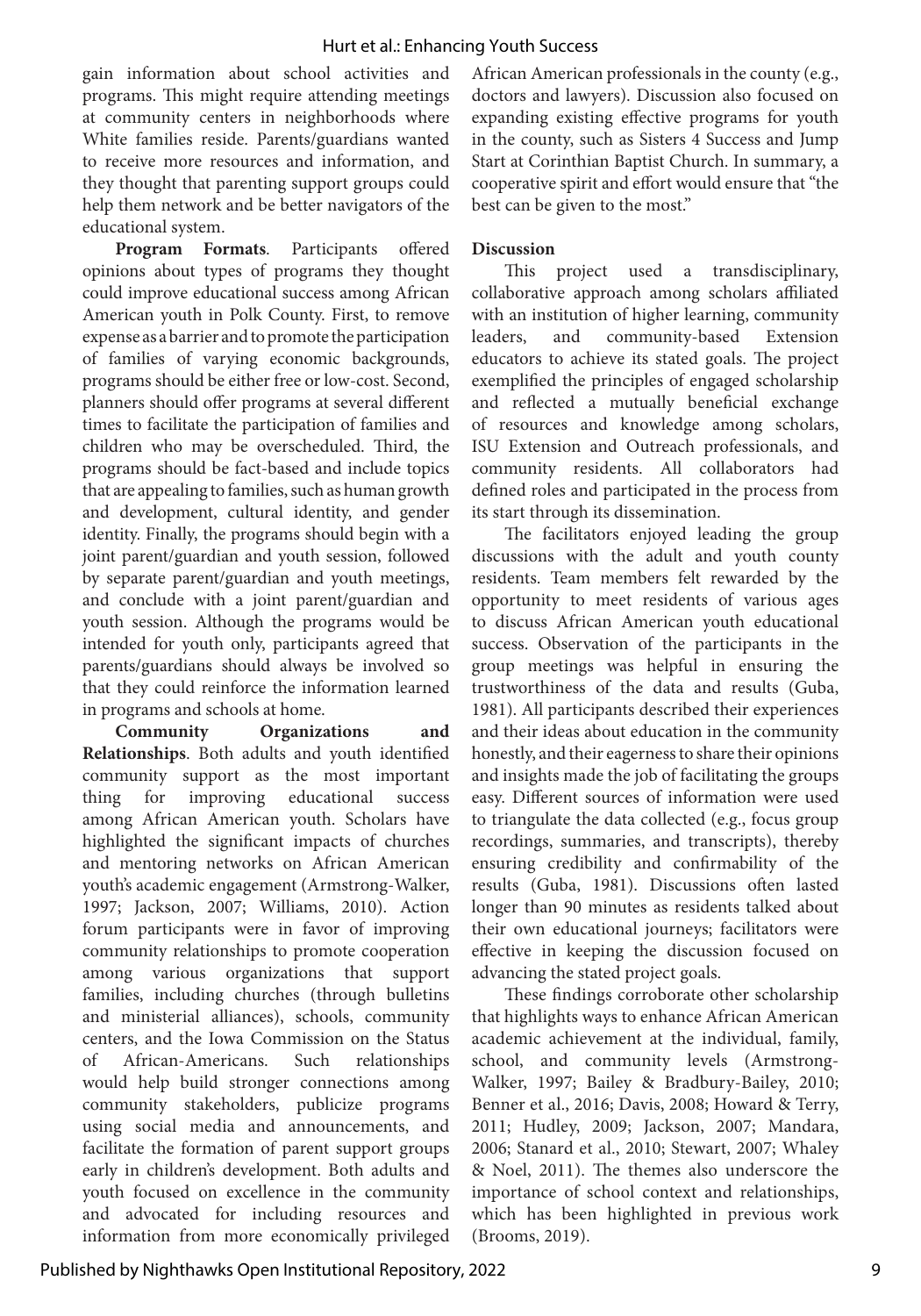gain information about school activities and programs. This might require attending meetings at community centers in neighborhoods where White families reside. Parents/guardians wanted to receive more resources and information, and they thought that parenting support groups could help them network and be better navigators of the educational system.

**Program Formats**. Participants offered opinions about types of programs they thought could improve educational success among African American youth in Polk County. First, to remove expense as a barrier and to promote the participation of families of varying economic backgrounds, programs should be either free or low-cost. Second, planners should offer programs at several different times to facilitate the participation of families and children who may be overscheduled. Third, the programs should be fact-based and include topics that are appealing to families, such as human growth and development, cultural identity, and gender identity. Finally, the programs should begin with a joint parent/guardian and youth session, followed by separate parent/guardian and youth meetings, and conclude with a joint parent/guardian and youth session. Although the programs would be intended for youth only, participants agreed that parents/guardians should always be involved so that they could reinforce the information learned in programs and schools at home.

**Community Organizations and Relationships**. Both adults and youth identified community support as the most important thing for improving educational success among African American youth. Scholars have highlighted the significant impacts of churches and mentoring networks on African American youth's academic engagement (Armstrong-Walker, 1997; Jackson, 2007; Williams, 2010). Action forum participants were in favor of improving community relationships to promote cooperation among various organizations that support families, including churches (through bulletins and ministerial alliances), schools, community centers, and the Iowa Commission on the Status of African-Americans. Such relationships would help build stronger connections among community stakeholders, publicize programs using social media and announcements, and facilitate the formation of parent support groups early in children's development. Both adults and youth focused on excellence in the community and advocated for including resources and information from more economically privileged African American professionals in the county (e.g., doctors and lawyers). Discussion also focused on expanding existing effective programs for youth in the county, such as Sisters 4 Success and Jump Start at Corinthian Baptist Church. In summary, a cooperative spirit and effort would ensure that "the best can be given to the most."

## Discussion

This project used a transdisciplinary, collaborative approach among scholars affiliated with an institution of higher learning, community leaders, and community-based Extension educators to achieve its stated goals. The project exemplified the principles of engaged scholarship and reflected a mutually beneficial exchange of resources and knowledge among scholars, ISU Extension and Outreach professionals, and community residents. All collaborators had defined roles and participated in the process from its start through its dissemination.

The facilitators enjoyed leading the group discussions with the adult and youth county residents. Team members felt rewarded by the opportunity to meet residents of various ages to discuss African American youth educational success. Observation of the participants in the group meetings was helpful in ensuring the trustworthiness of the data and results (Guba, 1981). All participants described their experiences and their ideas about education in the community honestly, and their eagerness to share their opinions and insights made the job of facilitating the groups easy. Different sources of information were used to triangulate the data collected (e.g., focus group recordings, summaries, and transcripts), thereby ensuring credibility and confirmability of the results (Guba, 1981). Discussions often lasted longer than 90 minutes as residents talked about their own educational journeys; facilitators were effective in keeping the discussion focused on advancing the stated project goals.

These findings corroborate other scholarship that highlights ways to enhance African American academic achievement at the individual, family, school, and community levels (Armstrong-Walker, 1997; Bailey & Bradbury-Bailey, 2010; Benner et al., 2016; Davis, 2008; Howard & Terry, 2011; Hudley, 2009; Jackson, 2007; Mandara, 2006; Stanard et al., 2010; Stewart, 2007; Whaley & Noel, 2011). The themes also underscore the importance of school context and relationships, which has been highlighted in previous work (Brooms, 2019).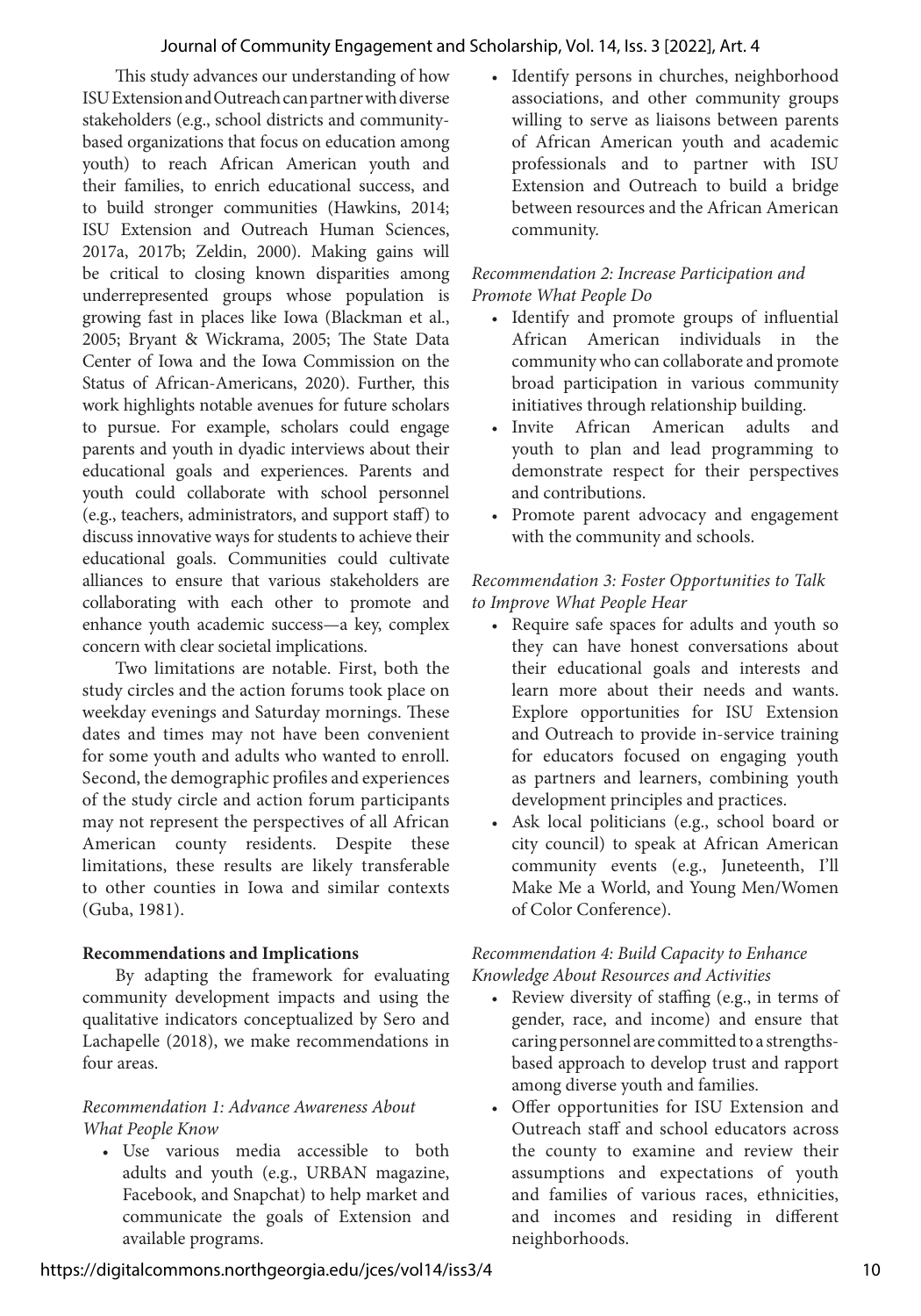This study advances our understanding of how ISU Extension and Outreach can partner with diverse stakeholders (e.g., school districts and community-based organizations that focus on education among youth) to reach African American youth and their families, to enrich educational success, and to build stronger communities (Hawkins, 2014; ISU Extension and Outreach Human Sciences, 2017a, 2017b; Zeldin, 2000). Making gains will be critical to closing known disparities among underrepresented groups whose population is growing fast in places like Iowa (Blackman et al., 2005; Bryant & Wickrama, 2005; The State Data Center of Iowa and the Iowa Commission on the Status of African-Americans, 2020). Further, this work highlights notable avenues for future scholars to pursue. For example, scholars could engage parents and youth in dyadic interviews about their educational goals and experiences. Parents and youth could collaborate with school personnel (e.g., teachers, administrators, and support staff) to discuss innovative ways for students to achieve their educational goals. Communities could cultivate alliances to ensure that various stakeholders are collaborating with each other to promote and enhance youth academic success—a key, complex concern with clear societal implications.

Two limitations are notable. First, both the study circles and the action forums took place on weekday evenings and Saturday mornings. These dates and times may not have been convenient for some youth and adults who wanted to enroll. Second, the demographic profiles and experiences of the study circle and action forum participants may not represent the perspectives of all African American county residents. Despite these limitations, these results are likely transferable to other counties in Iowa and similar contexts (Guba, 1981).

## Recommendations and Implications

By adapting the framework for evaluating community development impacts and using the qualitative indicators conceptualized by Sero and Lachapelle (2018), we make recommendations in four areas.

### *Recommendation 1: Advance Awareness About What People Know*

- Use various media accessible to both adults and youth (e.g., URBAN magazine, Facebook, and Snapchat) to help market and communicate the goals of Extension and available programs.
- Identify persons in churches, neighborhood associations, and other community groups willing to serve as liaisons between parents of African American youth and academic professionals and to partner with ISU Extension and Outreach to build a bridge between resources and the African American community.

### *Recommendation 2: Increase Participation and Promote What People Do*

- Identify and promote groups of influential African American individuals in the community who can collaborate and promote broad participation in various community initiatives through relationship building.
- Invite African American adults and youth to plan and lead programming to demonstrate respect for their perspectives and contributions.
- Promote parent advocacy and engagement with the community and schools.

### *Recommendation 3: Foster Opportunities to Talk to Improve What People Hear*

- Require safe spaces for adults and youth so they can have honest conversations about their educational goals and interests and learn more about their needs and wants. Explore opportunities for ISU Extension and Outreach to provide in-service training for educators focused on engaging youth as partners and learners, combining youth development principles and practices.
- Ask local politicians (e.g., school board or city council) to speak at African American community events (e.g., Juneteenth, I'll Make Me a World, and Young Men/Women of Color Conference).

### *Recommendation 4: Build Capacity to Enhance Knowledge About Resources and Activities*

- Review diversity of staffing (e.g., in terms of gender, race, and income) and ensure that caring personnel are committed to a strengths-based approach to develop trust and rapport among diverse youth and families.
- Offer opportunities for ISU Extension and Outreach staff and school educators across the county to examine and review their assumptions and expectations of youth and families of various races, ethnicities, and incomes and residing in different neighborhoods.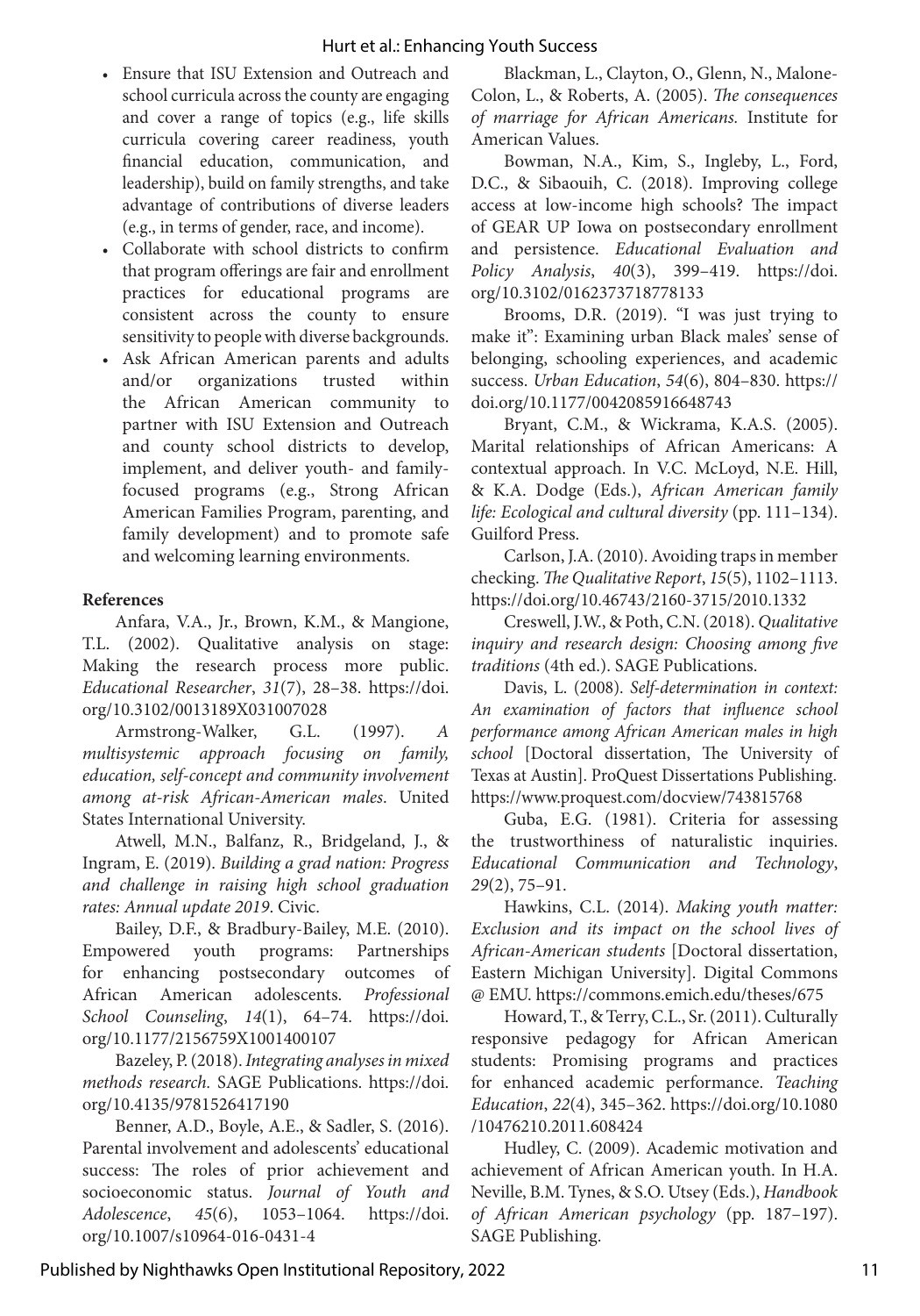- Ensure that ISU Extension and Outreach and school curricula across the county are engaging and cover a range of topics (e.g., life skills curricula covering career readiness, youth financial education, communication, and leadership), build on family strengths, and take advantage of contributions of diverse leaders (e.g., in terms of gender, race, and income).
- Collaborate with school districts to confirm that program offerings are fair and enrollment practices for educational programs are consistent across the county to ensure sensitivity to people with diverse backgrounds.
- Ask African American parents and adults and/or organizations trusted within the African American community to partner with ISU Extension and Outreach and county school districts to develop, implement, and deliver youth- and family-focused programs (e.g., Strong African American Families Program, parenting, and family development) and to promote safe and welcoming learning environments.

**References**

Anfara, V.A., Jr., Brown, K.M., & Mangione, T.L. (2002). Qualitative analysis on stage: Making the research process more public. *Educational Researcher*, *31*(7), 28–38. https://doi.org/10.3102/0013189X031007028

Armstrong-Walker, G.L. (1997). *A multisystemic approach focusing on family, education, self-concept and community involvement among at-risk African-American males*. United States International University.

Atwell, M.N., Balfanz, R., Bridgeland, J., & Ingram, E. (2019). *Building a grad nation: Progress and challenge in raising high school graduation rates: Annual update 2019*. Civic.

Bailey, D.F., & Bradbury-Bailey, M.E. (2010). Empowered youth programs: Partnerships for enhancing postsecondary outcomes of African American adolescents. *Professional School Counseling*, *14*(1), 64–74. https://doi.org/10.1177/2156759X1001400107

Bazeley, P. (2018). *Integrating analyses in mixed methods research.* SAGE Publications. https://doi.org/10.4135/9781526417190

Benner, A.D., Boyle, A.E., & Sadler, S. (2016). Parental involvement and adolescents' educational success: The roles of prior achievement and socioeconomic status. *Journal of Youth and Adolescence*, *45*(6), 1053–1064. https://doi.org/10.1007/s10964-016-0431-4

Blackman, L., Clayton, O., Glenn, N., Malone-Colon, L., & Roberts, A. (2005). *The consequences of marriage for African Americans.* Institute for American Values.

Bowman, N.A., Kim, S., Ingleby, L., Ford, D.C., & Sibaouih, C. (2018). Improving college access at low-income high schools? The impact of GEAR UP Iowa on postsecondary enrollment and persistence. *Educational Evaluation and Policy Analysis*, *40*(3), 399–419. https://doi.org/10.3102/0162373718778133

Brooms, D.R. (2019). "I was just trying to make it": Examining urban Black males' sense of belonging, schooling experiences, and academic success. *Urban Education*, *54*(6), 804–830. https://doi.org/10.1177/0042085916648743

Bryant, C.M., & Wickrama, K.A.S. (2005). Marital relationships of African Americans: A contextual approach. In V.C. McLoyd, N.E. Hill, & K.A. Dodge (Eds.), *African American family life: Ecological and cultural diversity* (pp. 111–134). Guilford Press.

Carlson, J.A. (2010). Avoiding traps in member checking. *The Qualitative Report*, *15*(5), 1102–1113. https://doi.org/10.46743/2160-3715/2010.1332

Creswell, J.W., & Poth, C.N. (2018). *Qualitative inquiry and research design: Choosing among five traditions* (4th ed.). SAGE Publications.

Davis, L. (2008). *Self-determination in context: An examination of factors that influence school performance among African American males in high school* [Doctoral dissertation, The University of Texas at Austin]. ProQuest Dissertations Publishing. https://www.proquest.com/docview/743815768

Guba, E.G. (1981). Criteria for assessing the trustworthiness of naturalistic inquiries. *Educational Communication and Technology*, *29*(2), 75–91.

Hawkins, C.L. (2014). *Making youth matter: Exclusion and its impact on the school lives of African-American students* [Doctoral dissertation, Eastern Michigan University]. Digital Commons @ EMU. https://commons.emich.edu/theses/675

Howard, T., & Terry, C.L., Sr. (2011). Culturally responsive pedagogy for African American students: Promising programs and practices for enhanced academic performance. *Teaching Education*, *22*(4), 345–362. https://doi.org/10.1080/10476210.2011.608424

Hudley, C. (2009). Academic motivation and achievement of African American youth. In H.A. Neville, B.M. Tynes, & S.O. Utsey (Eds.), *Handbook of African American psychology* (pp. 187–197). SAGE Publishing.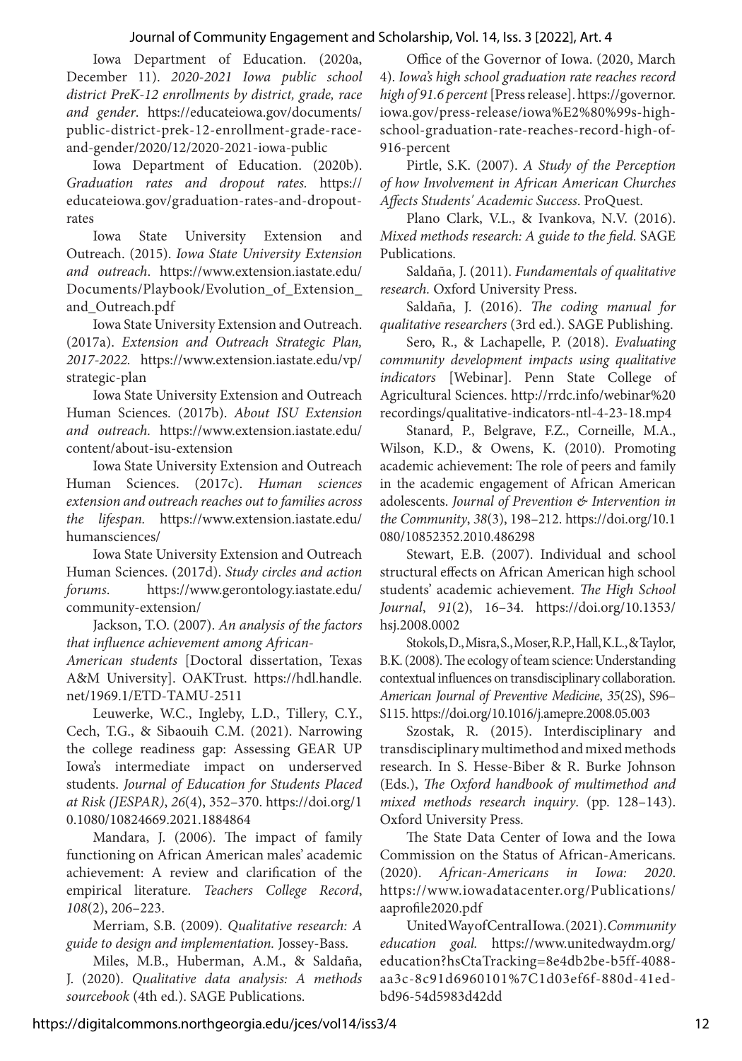Iowa Department of Education. (2020a, December 11). *2020-2021 Iowa public school district PreK-12 enrollments by district, grade, race and gender*. https://educateiowa.gov/documents/public-district-prek-12-enrollment-grade-race-and-gender/2020/12/2020-2021-iowa-public

Iowa Department of Education. (2020b). *Graduation rates and dropout rates.* https://educateiowa.gov/graduation-rates-and-dropout-rates

Iowa State University Extension and Outreach. (2015). *Iowa State University Extension and outreach*. https://www.extension.iastate.edu/Documents/Playbook/Evolution_of_Extension_and_Outreach.pdf

Iowa State University Extension and Outreach. (2017a). *Extension and Outreach Strategic Plan, 2017-2022.* https://www.extension.iastate.edu/vp/strategic-plan

Iowa State University Extension and Outreach Human Sciences. (2017b). *About ISU Extension and outreach.* https://www.extension.iastate.edu/content/about-isu-extension

Iowa State University Extension and Outreach Human Sciences. (2017c). *Human sciences extension and outreach reaches out to families across the lifespan.* https://www.extension.iastate.edu/humansciences/

Iowa State University Extension and Outreach Human Sciences. (2017d). *Study circles and action forums*. https://www.gerontology.iastate.edu/community-extension/

Jackson, T.O. (2007). *An analysis of the factors that influence achievement among African-American students* [Doctoral dissertation, Texas A&M University]. OAKTrust. https://hdl.handle.net/1969.1/ETD-TAMU-2511

Leuwerke, W.C., Ingleby, L.D., Tillery, C.Y., Cech, T.G., & Sibaouih C.M. (2021). Narrowing the college readiness gap: Assessing GEAR UP Iowa's intermediate impact on underserved students. *Journal of Education for Students Placed at Risk (JESPAR)*, *26*(4), 352–370. https://doi.org/10.1080/10824669.2021.1884864

Mandara, J. (2006). The impact of family functioning on African American males' academic achievement: A review and clarification of the empirical literature. *Teachers College Record*, *108*(2), 206–223.

Merriam, S.B. (2009). *Qualitative research: A guide to design and implementation.* Jossey-Bass.

Miles, M.B., Huberman, A.M., & Saldaña, J. (2020). *Qualitative data analysis: A methods sourcebook* (4th ed.). SAGE Publications.

Office of the Governor of Iowa. (2020, March 4). *Iowa's high school graduation rate reaches record high of 91.6 percent* [Press release]. https://governor.iowa.gov/press-release/iowa%E2%80%99s-high-school-graduation-rate-reaches-record-high-of-916-percent

Pirtle, S.K. (2007). *A Study of the Perception of how Involvement in African American Churches Affects Students' Academic Success*. ProQuest.

Plano Clark, V.L., & Ivankova, N.V. (2016). *Mixed methods research: A guide to the field.* SAGE Publications.

Saldaña, J. (2011). *Fundamentals of qualitative research.* Oxford University Press.

Saldaña, J. (2016). *The coding manual for qualitative researchers* (3rd ed.). SAGE Publishing.

Sero, R., & Lachapelle, P. (2018). *Evaluating community development impacts using qualitative indicators* [Webinar]. Penn State College of Agricultural Sciences. http://rrdc.info/webinar%20recordings/qualitative-indicators-ntl-4-23-18.mp4

Stanard, P., Belgrave, F.Z., Corneille, M.A., Wilson, K.D., & Owens, K. (2010). Promoting academic achievement: The role of peers and family in the academic engagement of African American adolescents. *Journal of Prevention & Intervention in the Community*, *38*(3), 198–212. https://doi.org/10.1080/10852352.2010.486298

Stewart, E.B. (2007). Individual and school structural effects on African American high school students' academic achievement. *The High School Journal*, *91*(2), 16–34. https://doi.org/10.1353/hsj.2008.0002

Stokols, D., Misra, S., Moser, R.P., Hall, K.L., & Taylor, B.K. (2008). The ecology of team science: Understanding contextual influences on transdisciplinary collaboration. *American Journal of Preventive Medicine*, *35*(2S), S96–S115. https://doi.org/10.1016/j.amepre.2008.05.003

Szostak, R. (2015). Interdisciplinary and transdisciplinary multimethod and mixed methods research. In S. Hesse-Biber & R. Burke Johnson (Eds.), *The Oxford handbook of multimethod and mixed methods research inquiry*. (pp. 128–143). Oxford University Press.

The State Data Center of Iowa and the Iowa Commission on the Status of African-Americans. (2020). *African-Americans in Iowa: 2020*. https://www.iowadatacenter.org/Publications/aaprofile2020.pdf

United Way of Central Iowa. (2021). *Community education goal.* https://www.unitedwaydm.org/education?hsCtaTracking=8e4db2be-b5ff-4088-aa3c-8c91d6960101%7C1d03ef6f-880d-41ed-bd96-54d5983d42dd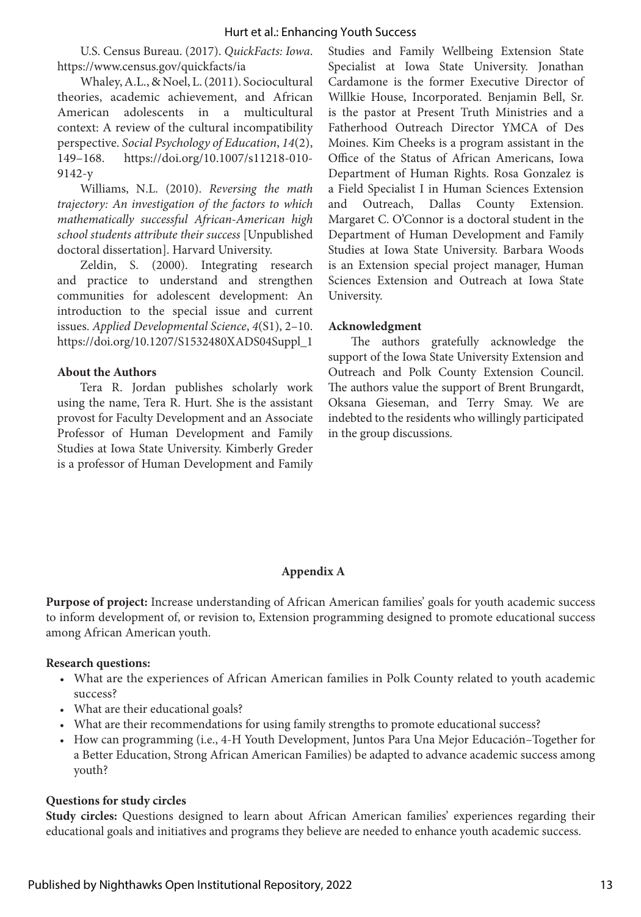U.S. Census Bureau. (2017). *QuickFacts: Iowa*. https://www.census.gov/quickfacts/ia

Whaley, A.L., & Noel, L. (2011). Sociocultural theories, academic achievement, and African American adolescents in a multicultural context: A review of the cultural incompatibility perspective. *Social Psychology of Education*, *14*(2), 149–168. https://doi.org/10.1007/s11218-010-9142-y

Williams, N.L. (2010). *Reversing the math trajectory: An investigation of the factors to which mathematically successful African-American high school students attribute their success* [Unpublished doctoral dissertation]. Harvard University.

Zeldin, S. (2000). Integrating research and practice to understand and strengthen communities for adolescent development: An introduction to the special issue and current issues. *Applied Developmental Science*, *4*(S1), 2–10. https://doi.org/10.1207/S1532480XADS04Suppl_1

**About the Authors**

Tera R. Jordan publishes scholarly work using the name, Tera R. Hurt. She is the assistant provost for Faculty Development and an Associate Professor of Human Development and Family Studies at Iowa State University. Kimberly Greder is a professor of Human Development and Family Studies and Family Wellbeing Extension State Specialist at Iowa State University. Jonathan Cardamone is the former Executive Director of Willkie House, Incorporated. Benjamin Bell, Sr. is the pastor at Present Truth Ministries and a Fatherhood Outreach Director YMCA of Des Moines. Kim Cheeks is a program assistant in the Office of the Status of African Americans, Iowa Department of Human Rights. Rosa Gonzalez is a Field Specialist I in Human Sciences Extension and Outreach, Dallas County Extension. Margaret C. O'Connor is a doctoral student in the Department of Human Development and Family Studies at Iowa State University. Barbara Woods is an Extension special project manager, Human Sciences Extension and Outreach at Iowa State University.

**Acknowledgment**

The authors gratefully acknowledge the support of the Iowa State University Extension and Outreach and Polk County Extension Council. The authors value the support of Brent Brungardt, Oksana Gieseman, and Terry Smay. We are indebted to the residents who willingly participated in the group discussions.

**Appendix A**

**Purpose of project:** Increase understanding of African American families' goals for youth academic success to inform development of, or revision to, Extension programming designed to promote educational success among African American youth.

**Research questions:**

- What are the experiences of African American families in Polk County related to youth academic success?
- What are their educational goals?
- What are their recommendations for using family strengths to promote educational success?
- How can programming (i.e., 4-H Youth Development, Juntos Para Una Mejor Educación–Together for a Better Education, Strong African American Families) be adapted to advance academic success among youth?

**Questions for study circles**

**Study circles:** Questions designed to learn about African American families' experiences regarding their educational goals and initiatives and programs they believe are needed to enhance youth academic success.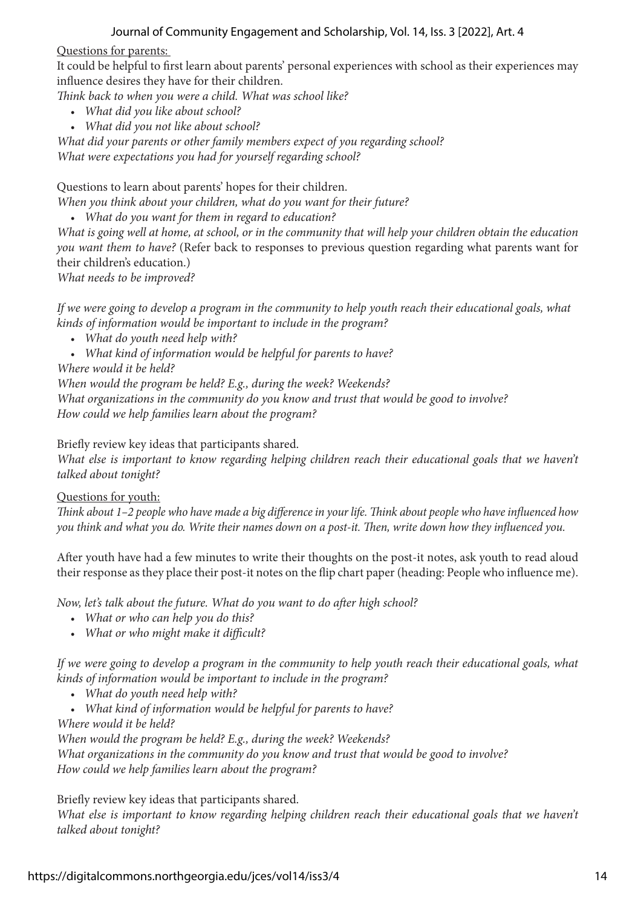Questions for parents:

It could be helpful to first learn about parents' personal experiences with school as their experiences may influence desires they have for their children.

*Think back to when you were a child. What was school like?*

- *What did you like about school?*
- *What did you not like about school?*

*What did your parents or other family members expect of you regarding school?*

*What were expectations you had for yourself regarding school?*

Questions to learn about parents' hopes for their children.

*When you think about your children, what do you want for their future?*

- *What do you want for them in regard to education?*

*What is going well at home, at school, or in the community that will help your children obtain the education you want them to have?* (Refer back to responses to previous question regarding what parents want for their children's education.)

*What needs to be improved?*

*If we were going to develop a program in the community to help youth reach their educational goals, what kinds of information would be important to include in the program?*

- *What do youth need help with?*
- *What kind of information would be helpful for parents to have?*

*Where would it be held?*

*When would the program be held? E.g., during the week? Weekends?*

*What organizations in the community do you know and trust that would be good to involve?*

*How could we help families learn about the program?*

Briefly review key ideas that participants shared.

*What else is important to know regarding helping children reach their educational goals that we haven't talked about tonight?*

Questions for youth:

*Think about 1–2 people who have made a big difference in your life. Think about people who have influenced how you think and what you do. Write their names down on a post-it. Then, write down how they influenced you.*

After youth have had a few minutes to write their thoughts on the post-it notes, ask youth to read aloud their response as they place their post-it notes on the flip chart paper (heading: People who influence me).

*Now, let's talk about the future. What do you want to do after high school?*

- *What or who can help you do this?*
- *What or who might make it difficult?*

*If we were going to develop a program in the community to help youth reach their educational goals, what kinds of information would be important to include in the program?*

- *What do youth need help with?*
- *What kind of information would be helpful for parents to have?*

*Where would it be held?*

*When would the program be held? E.g., during the week? Weekends?*

*What organizations in the community do you know and trust that would be good to involve?*

*How could we help families learn about the program?*

Briefly review key ideas that participants shared.

*What else is important to know regarding helping children reach their educational goals that we haven't talked about tonight?*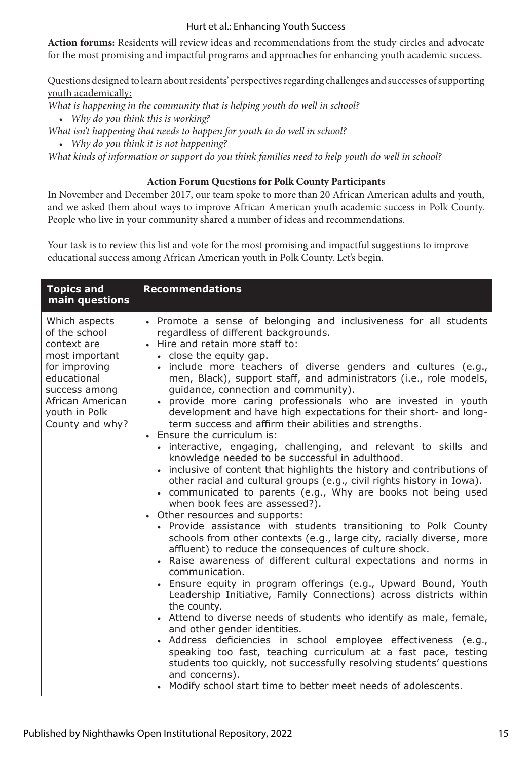**Action forums:** Residents will review ideas and recommendations from the study circles and advocate for the most promising and impactful programs and approaches for enhancing youth academic success.

Questions designed to learn about residents' perspectives regarding challenges and successes of supporting youth academically:

*What is happening in the community that is helping youth do well in school?*

- *Why do you think this is working?*

*What isn't happening that needs to happen for youth to do well in school?*

- *Why do you think it is not happening?*

*What kinds of information or support do you think families need to help youth do well in school?*

### Action Forum Questions for Polk County Participants

In November and December 2017, our team spoke to more than 20 African American adults and youth, and we asked them about ways to improve African American youth academic success in Polk County. People who live in your community shared a number of ideas and recommendations.

Your task is to review this list and vote for the most promising and impactful suggestions to improve educational success among African American youth in Polk County. Let's begin.

| Topics and main questions | Recommendations |
|---|---|
| Which aspects of the school context are most important for improving educational success among African American youth in Polk County and why? | • Promote a sense of belonging and inclusiveness for all students regardless of different backgrounds.<br>• Hire and retain more staff to:<br>&nbsp;&nbsp;• close the equity gap.<br>&nbsp;&nbsp;• include more teachers of diverse genders and cultures (e.g., men, Black), support staff, and administrators (i.e., role models, guidance, connection and community).<br>&nbsp;&nbsp;• provide more caring professionals who are invested in youth development and have high expectations for their short- and long-term success and affirm their abilities and strengths.<br>• Ensure the curriculum is:<br>&nbsp;&nbsp;• interactive, engaging, challenging, and relevant to skills and knowledge needed to be successful in adulthood.<br>&nbsp;&nbsp;• inclusive of content that highlights the history and contributions of other racial and cultural groups (e.g., civil rights history in Iowa).<br>&nbsp;&nbsp;• communicated to parents (e.g., Why are books not being used when book fees are assessed?).<br>• Other resources and supports:<br>&nbsp;&nbsp;• Provide assistance with students transitioning to Polk County schools from other contexts (e.g., large city, racially diverse, more affluent) to reduce the consequences of culture shock.<br>&nbsp;&nbsp;• Raise awareness of different cultural expectations and norms in communication.<br>&nbsp;&nbsp;• Ensure equity in program offerings (e.g., Upward Bound, Youth Leadership Initiative, Family Connections) across districts within the county.<br>&nbsp;&nbsp;• Attend to diverse needs of students who identify as male, female, and other gender identities.<br>&nbsp;&nbsp;• Address deficiencies in school employee effectiveness (e.g., speaking too fast, teaching curriculum at a fast pace, testing students too quickly, not successfully resolving students' questions and concerns).<br>&nbsp;&nbsp;• Modify school start time to better meet needs of adolescents. |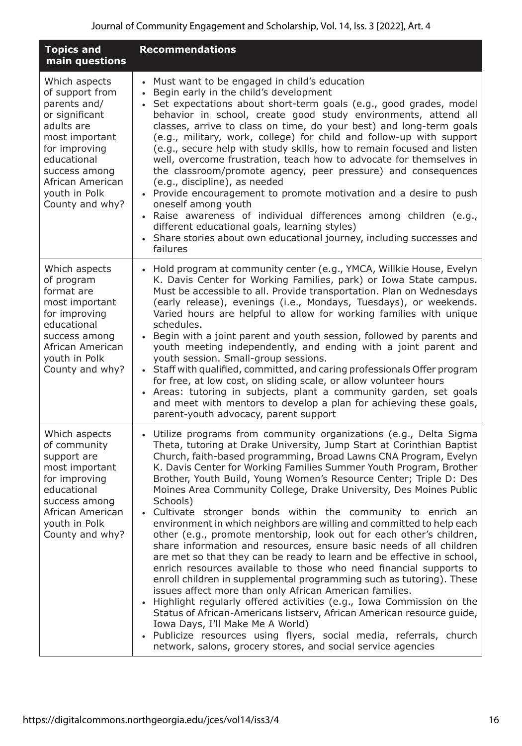| Topics and main questions | Recommendations |
|---|---|
| Which aspects of support from parents and/or significant adults are most important for improving educational success among African American youth in Polk County and why? | • Must want to be engaged in child's education<br>• Begin early in the child's development<br>• Set expectations about short-term goals (e.g., good grades, model behavior in school, create good study environments, attend all classes, arrive to class on time, do your best) and long-term goals (e.g., military, work, college) for child and follow-up with support (e.g., secure help with study skills, how to remain focused and listen well, overcome frustration, teach how to advocate for themselves in the classroom/promote agency, peer pressure) and consequences (e.g., discipline), as needed<br>• Provide encouragement to promote motivation and a desire to push oneself among youth<br>• Raise awareness of individual differences among children (e.g., different educational goals, learning styles)<br>• Share stories about own educational journey, including successes and failures |
| Which aspects of program format are most important for improving educational success among African American youth in Polk County and why? | • Hold program at community center (e.g., YMCA, Willkie House, Evelyn K. Davis Center for Working Families, park) or Iowa State campus. Must be accessible to all. Provide transportation. Plan on Wednesdays (early release), evenings (i.e., Mondays, Tuesdays), or weekends. Varied hours are helpful to allow for working families with unique schedules.<br>• Begin with a joint parent and youth session, followed by parents and youth meeting independently, and ending with a joint parent and youth session. Small-group sessions.<br>• Staff with qualified, committed, and caring professionals Offer program for free, at low cost, on sliding scale, or allow volunteer hours<br>• Areas: tutoring in subjects, plant a community garden, set goals and meet with mentors to develop a plan for achieving these goals, parent-youth advocacy, parent support |
| Which aspects of community support are most important for improving educational success among African American youth in Polk County and why? | • Utilize programs from community organizations (e.g., Delta Sigma Theta, tutoring at Drake University, Jump Start at Corinthian Baptist Church, faith-based programming, Broad Lawns CNA Program, Evelyn K. Davis Center for Working Families Summer Youth Program, Brother Brother, Youth Build, Young Women's Resource Center; Triple D: Des Moines Area Community College, Drake University, Des Moines Public Schools)<br>• Cultivate stronger bonds within the community to enrich an environment in which neighbors are willing and committed to help each other (e.g., promote mentorship, look out for each other's children, share information and resources, ensure basic needs of all children are met so that they can be ready to learn and be effective in school, enrich resources available to those who need financial supports to enroll children in supplemental programming such as tutoring). These issues affect more than only African American families.<br>• Highlight regularly offered activities (e.g., Iowa Commission on the Status of African-Americans listserv, African American resource guide, Iowa Days, I'll Make Me A World)<br>• Publicize resources using flyers, social media, referrals, church network, salons, grocery stores, and social service agencies |